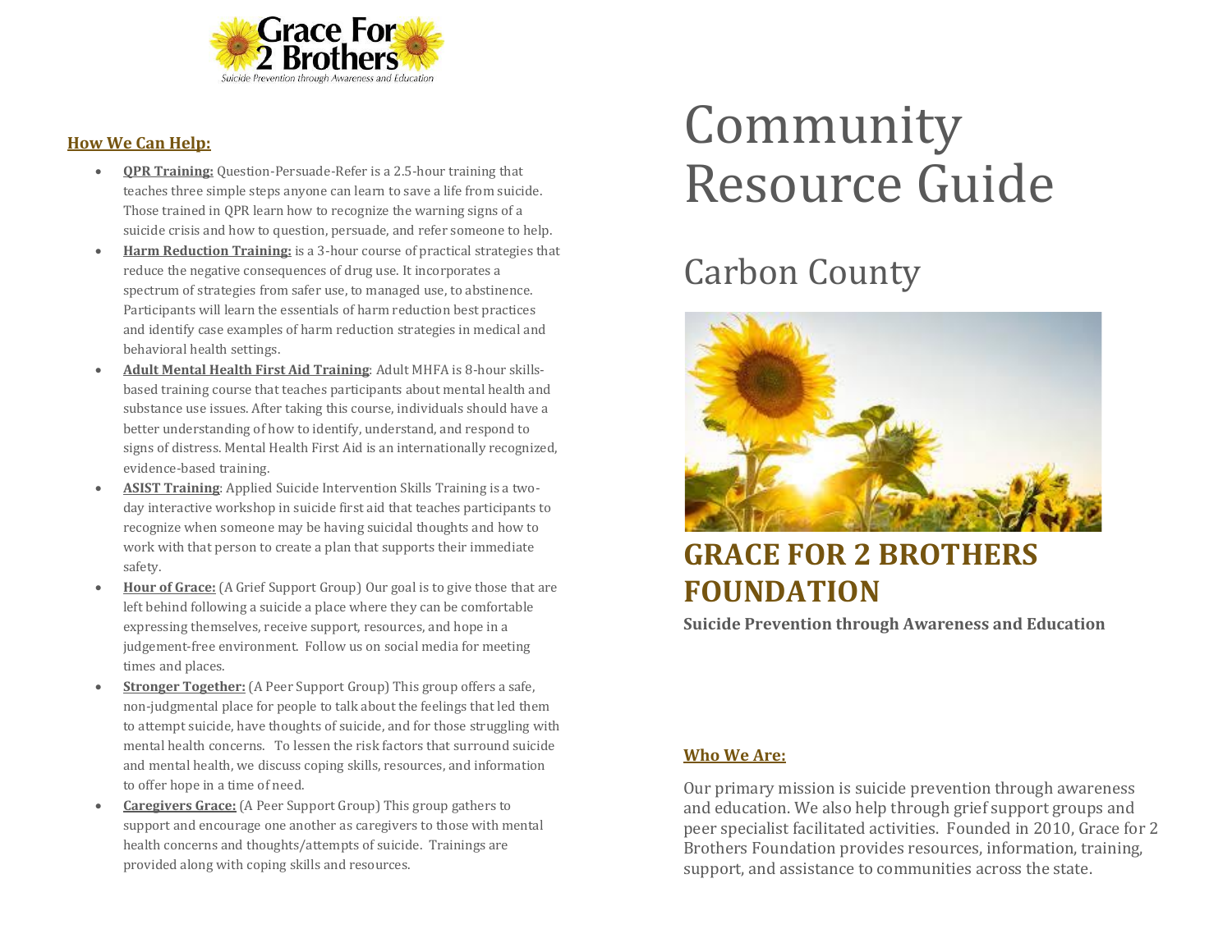# Community Resource Guide

## Carbon County

## GRACE FOR 2 BROTHERS FOUNDATION

**Suicide Prevention through Awareness and Education**

### Who We Are:

Our primary mission is suicide prevention through awareness and education. We also help through grief support groups and peer specialist facilitated activities. Founded in 2010, Grace for 2 Brothers Foundation provides resources, information, training, support, and assistance to communities across the state.

### How We Can Help:

- **QPR Training:** Question-Persuade-Refer is a 2.5-hour training that teaches three simple steps anyone can learn to save a life from suicide. Those trained in QPR learn how to recognize the warning signs of a suicide crisis and how to question, persuade, and refer someone to help.
- **Harm Reduction Training:** is a 3-hour course of practical strategies that reduce the negative consequences of drug use. It incorporates a spectrum of strategies from safer use, to managed use, to abstinence. Participants will learn the essentials of harm reduction best practices and identify case examples of harm reduction strategies in medical and behavioral health settings.
- **Adult Mental Health First Aid Training**: Adult MHFA is 8-hour skills-based training course that teaches participants about mental health and substance use issues. After taking this course, individuals should have a better understanding of how to identify, understand, and respond to signs of distress. Mental Health First Aid is an internationally recognized, evidence-based training.
- **ASIST Training**: Applied Suicide Intervention Skills Training is a two-day interactive workshop in suicide first aid that teaches participants to recognize when someone may be having suicidal thoughts and how to work with that person to create a plan that supports their immediate safety.
- **Hour of Grace:** (A Grief Support Group) Our goal is to give those that are left behind following a suicide a place where they can be comfortable expressing themselves, receive support, resources, and hope in a judgement-free environment. Follow us on social media for meeting times and places.
- **Stronger Together:** (A Peer Support Group) This group offers a safe, non-judgmental place for people to talk about the feelings that led them to attempt suicide, have thoughts of suicide, and for those struggling with mental health concerns. To lessen the risk factors that surround suicide and mental health, we discuss coping skills, resources, and information to offer hope in a time of need.
- **Caregivers Grace:** (A Peer Support Group) This group gathers to support and encourage one another as caregivers to those with mental health concerns and thoughts/attempts of suicide. Trainings are provided along with coping skills and resources.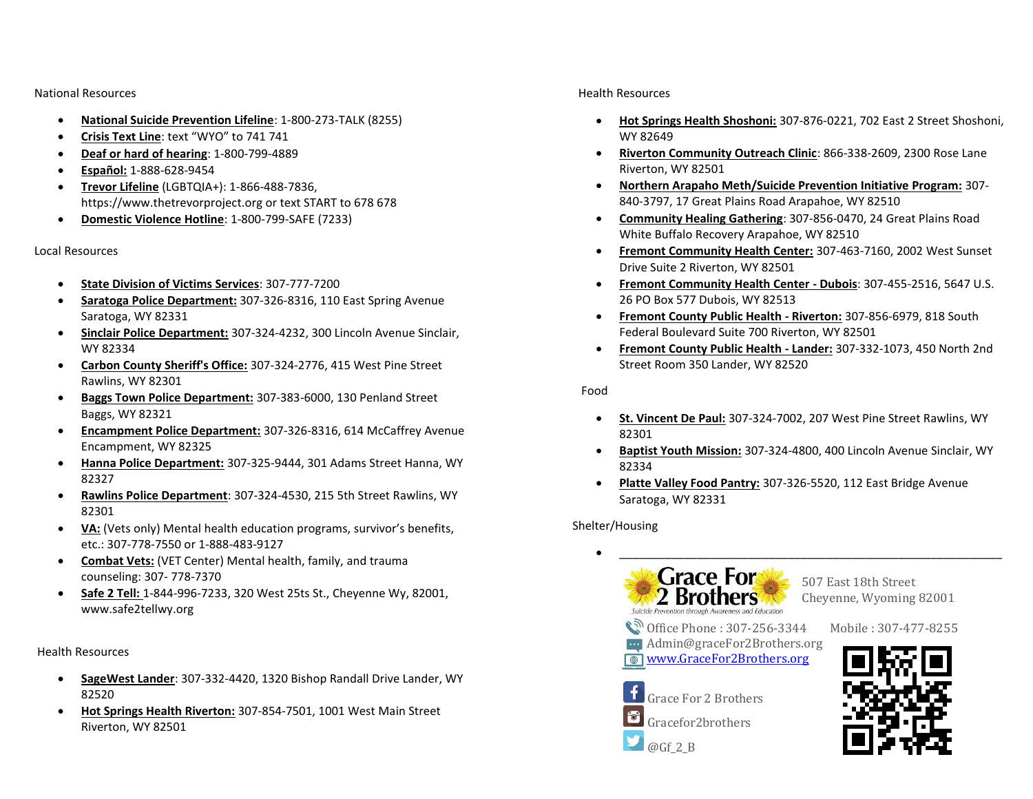National Resources

- **National Suicide Prevention Lifeline**: 1-800-273-TALK (8255)
- **Crisis Text Line**: text "WYO" to 741 741
- **Deaf or hard of hearing**: 1-800-799-4889
- **Español:** 1-888-628-9454
- **Trevor Lifeline** (LGBTQIA+): 1-866-488-7836, https://www.thetrevorproject.org or text START to 678 678
- **Domestic Violence Hotline**: 1-800-799-SAFE (7233)

Local Resources

- **State Division of Victims Services**: 307-777-7200
- **Saratoga Police Department:** 307-326-8316, 110 East Spring Avenue Saratoga, WY 82331
- **Sinclair Police Department:** 307-324-4232, 300 Lincoln Avenue Sinclair, WY 82334
- **Carbon County Sheriff's Office:** 307-324-2776, 415 West Pine Street Rawlins, WY 82301
- **Baggs Town Police Department:** 307-383-6000, 130 Penland Street Baggs, WY 82321
- **Encampment Police Department:** 307-326-8316, 614 McCaffrey Avenue Encampment, WY 82325
- **Hanna Police Department:** 307-325-9444, 301 Adams Street Hanna, WY 82327
- **Rawlins Police Department**: 307-324-4530, 215 5th Street Rawlins, WY 82301
- **VA:** (Vets only) Mental health education programs, survivor's benefits, etc.: 307-778-7550 or 1-888-483-9127
- **Combat Vets:** (VET Center) Mental health, family, and trauma counseling: 307- 778-7370
- **Safe 2 Tell:** 1-844-996-7233, 320 West 25ts St., Cheyenne Wy, 82001, www.safe2tellwy.org

Health Resources

- **SageWest Lander**: 307-332-4420, 1320 Bishop Randall Drive Lander, WY 82520
- **Hot Springs Health Riverton:** 307-854-7501, 1001 West Main Street Riverton, WY 82501

Health Resources

- **Hot Springs Health Shoshoni:** 307-876-0221, 702 East 2 Street Shoshoni, WY 82649
- **Riverton Community Outreach Clinic**: 866-338-2609, 2300 Rose Lane Riverton, WY 82501
- **Northern Arapaho Meth/Suicide Prevention Initiative Program:** 307-840-3797, 17 Great Plains Road Arapahoe, WY 82510
- **Community Healing Gathering**: 307-856-0470, 24 Great Plains Road White Buffalo Recovery Arapahoe, WY 82510
- **Fremont Community Health Center:** 307-463-7160, 2002 West Sunset Drive Suite 2 Riverton, WY 82501
- **Fremont Community Health Center - Dubois**: 307-455-2516, 5647 U.S. 26 PO Box 577 Dubois, WY 82513
- **Fremont County Public Health - Riverton:** 307-856-6979, 818 South Federal Boulevard Suite 700 Riverton, WY 82501
- **Fremont County Public Health - Lander:** 307-332-1073, 450 North 2nd Street Room 350 Lander, WY 82520

Food

- **St. Vincent De Paul:** 307-324-7002, 207 West Pine Street Rawlins, WY 82301
- **Baptist Youth Mission:** 307-324-4800, 400 Lincoln Avenue Sinclair, WY 82334
- **Platte Valley Food Pantry:** 307-326-5520, 112 East Bridge Avenue Saratoga, WY 82331

Shelter/Housing

- ______________________________________________

Grace For 2 Brothers
Suicide Prevention through Awareness and Education

507 East 18th Street
Cheyenne, Wyoming 82001

Office Phone : 307-256-3344 Mobile : 307-477-8255
Admin@graceFor2Brothers.org
www.GraceFor2Brothers.org

Grace For 2 Brothers
Gracefor2brothers
@Gf_2_B